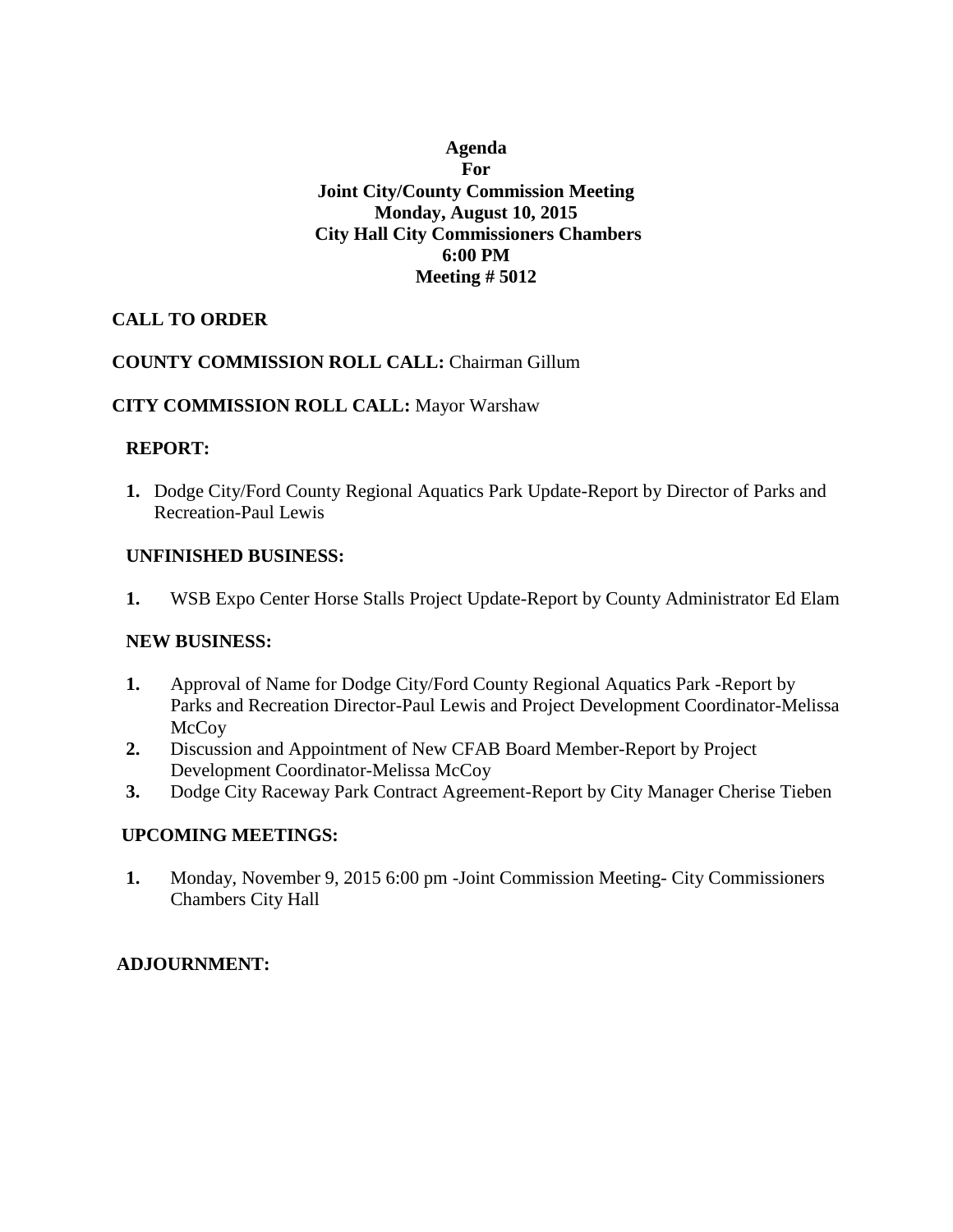# Agenda
# For
# Joint City/County Commission Meeting
# Monday, August 10, 2015
# City Hall City Commissioners Chambers
# 6:00 PM
# Meeting # 5012

**CALL TO ORDER**

**COUNTY COMMISSION ROLL CALL:** Chairman Gillum

**CITY COMMISSION ROLL CALL:** Mayor Warshaw

**REPORT:**

1. Dodge City/Ford County Regional Aquatics Park Update-Report by Director of Parks and Recreation-Paul Lewis

**UNFINISHED BUSINESS:**

1. WSB Expo Center Horse Stalls Project Update-Report by County Administrator Ed Elam

**NEW BUSINESS:**

1. Approval of Name for Dodge City/Ford County Regional Aquatics Park -Report by Parks and Recreation Director-Paul Lewis and Project Development Coordinator-Melissa McCoy
2. Discussion and Appointment of New CFAB Board Member-Report by Project Development Coordinator-Melissa McCoy
3. Dodge City Raceway Park Contract Agreement-Report by City Manager Cherise Tieben

**UPCOMING MEETINGS:**

1. Monday, November 9, 2015 6:00 pm -Joint Commission Meeting- City Commissioners Chambers City Hall

**ADJOURNMENT:**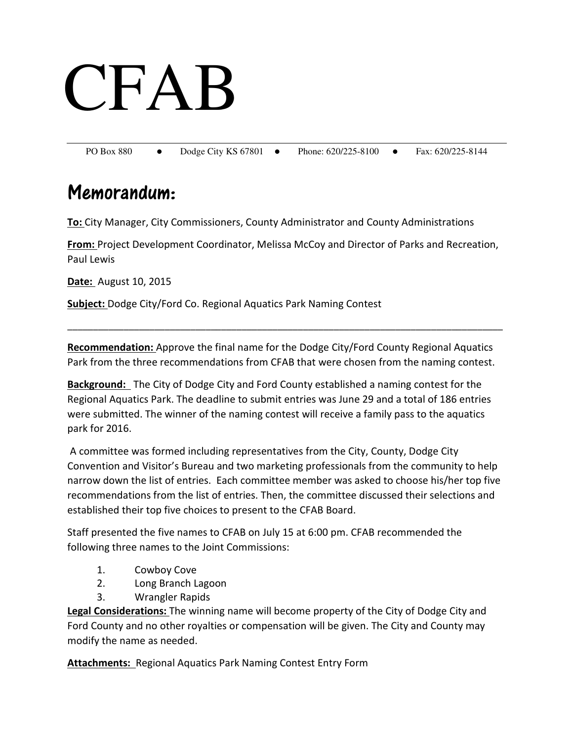# CFAB

PO Box 880 ● Dodge City KS 67801 ● Phone: 620/225-8100 ● Fax: 620/225-8144

## Memorandum:

**To:** City Manager, City Commissioners, County Administrator and County Administrations

**From:** Project Development Coordinator, Melissa McCoy and Director of Parks and Recreation, Paul Lewis

**Date:** August 10, 2015

**Subject:** Dodge City/Ford Co. Regional Aquatics Park Naming Contest

---

**Recommendation:** Approve the final name for the Dodge City/Ford County Regional Aquatics Park from the three recommendations from CFAB that were chosen from the naming contest.

**Background:** The City of Dodge City and Ford County established a naming contest for the Regional Aquatics Park. The deadline to submit entries was June 29 and a total of 186 entries were submitted. The winner of the naming contest will receive a family pass to the aquatics park for 2016.

A committee was formed including representatives from the City, County, Dodge City Convention and Visitor's Bureau and two marketing professionals from the community to help narrow down the list of entries. Each committee member was asked to choose his/her top five recommendations from the list of entries. Then, the committee discussed their selections and established their top five choices to present to the CFAB Board.

Staff presented the five names to CFAB on July 15 at 6:00 pm. CFAB recommended the following three names to the Joint Commissions:

1. Cowboy Cove
2. Long Branch Lagoon
3. Wrangler Rapids

**Legal Considerations:** The winning name will become property of the City of Dodge City and Ford County and no other royalties or compensation will be given. The City and County may modify the name as needed.

**Attachments:** Regional Aquatics Park Naming Contest Entry Form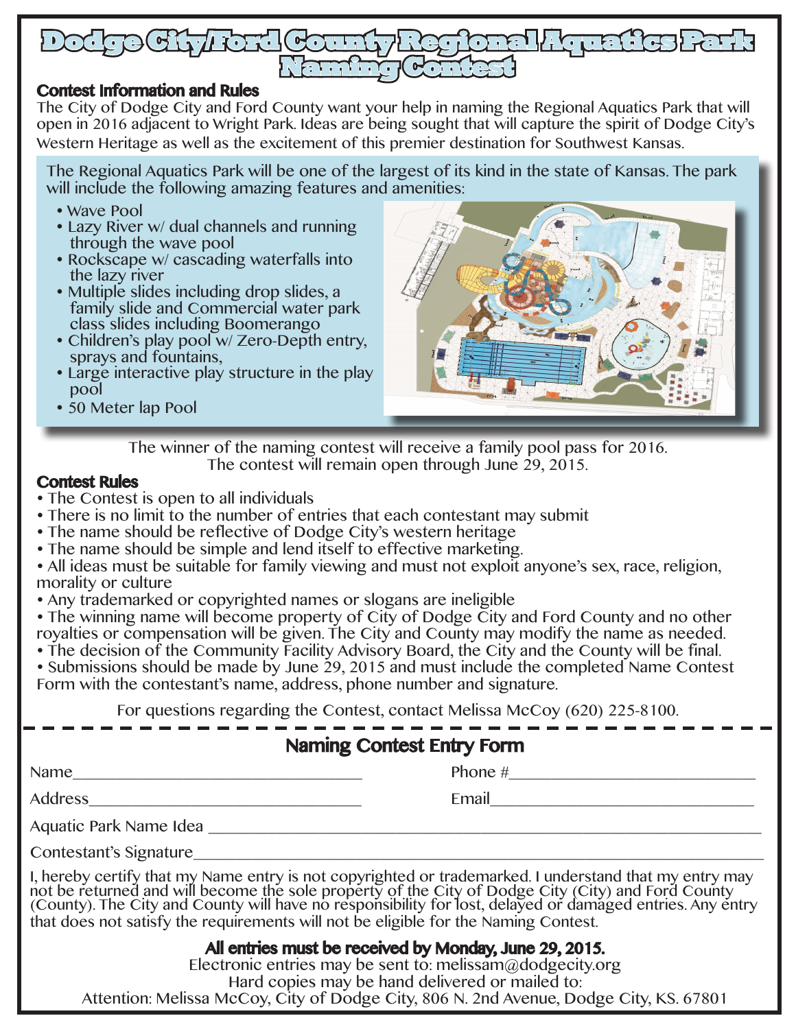# Dodge City/Ford County Regional Aquatics Park Naming Contest

## Contest Information and Rules

The City of Dodge City and Ford County want your help in naming the Regional Aquatics Park that will open in 2016 adjacent to Wright Park. Ideas are being sought that will capture the spirit of Dodge City's Western Heritage as well as the excitement of this premier destination for Southwest Kansas.

The Regional Aquatics Park will be one of the largest of its kind in the state of Kansas. The park will include the following amazing features and amenities:

- Wave Pool
- Lazy River w/ dual channels and running through the wave pool
- Rockscape w/ cascading waterfalls into the lazy river
- Multiple slides including drop slides, a family slide and Commercial water park class slides including Boomerango
- Children's play pool w/ Zero-Depth entry, sprays and fountains,
- Large interactive play structure in the play pool
- 50 Meter lap Pool

The winner of the naming contest will receive a family pool pass for 2016.
The contest will remain open through June 29, 2015.

## Contest Rules

- The Contest is open to all individuals
- There is no limit to the number of entries that each contestant may submit
- The name should be reflective of Dodge City's western heritage
- The name should be simple and lend itself to effective marketing.
- All ideas must be suitable for family viewing and must not exploit anyone's sex, race, religion, morality or culture
- Any trademarked or copyrighted names or slogans are ineligible
- The winning name will become property of City of Dodge City and Ford County and no other royalties or compensation will be given. The City and County may modify the name as needed.
- The decision of the Community Facility Advisory Board, the City and the County will be final.
- Submissions should be made by June 29, 2015 and must include the completed Name Contest Form with the contestant's name, address, phone number and signature.

For questions regarding the Contest, contact Melissa McCoy (620) 225-8100.

## Naming Contest Entry Form

Name\_\_\_\_\_\_\_\_\_\_\_\_\_\_\_\_\_\_\_\_\_\_\_\_\_\_\_\_\_\_ Phone #\_\_\_\_\_\_\_\_\_\_\_\_\_\_\_\_\_\_\_\_\_\_\_\_\_\_

Address\_\_\_\_\_\_\_\_\_\_\_\_\_\_\_\_\_\_\_\_\_\_\_\_\_\_\_\_ Email\_\_\_\_\_\_\_\_\_\_\_\_\_\_\_\_\_\_\_\_\_\_\_\_\_\_\_\_

Aquatic Park Name Idea \_\_\_\_\_\_\_\_\_\_\_\_\_\_\_\_\_\_\_\_\_\_\_\_\_\_\_\_\_\_\_\_\_\_\_\_\_\_\_\_\_\_\_\_\_\_\_\_

Contestant's Signature\_\_\_\_\_\_\_\_\_\_\_\_\_\_\_\_\_\_\_\_\_\_\_\_\_\_\_\_\_\_\_\_\_\_\_\_\_\_\_\_\_\_\_\_\_\_\_\_\_

I, hereby certify that my Name entry is not copyrighted or trademarked. I understand that my entry may not be returned and will become the sole property of the City of Dodge City (City) and Ford County (County). The City and County will have no responsibility for lost, delayed or damaged entries. Any entry that does not satisfy the requirements will not be eligible for the Naming Contest.

**All entries must be received by Monday, June 29, 2015.**
Electronic entries may be sent to: melissam@dodgecity.org
Hard copies may be hand delivered or mailed to:
Attention: Melissa McCoy, City of Dodge City, 806 N. 2nd Avenue, Dodge City, KS. 67801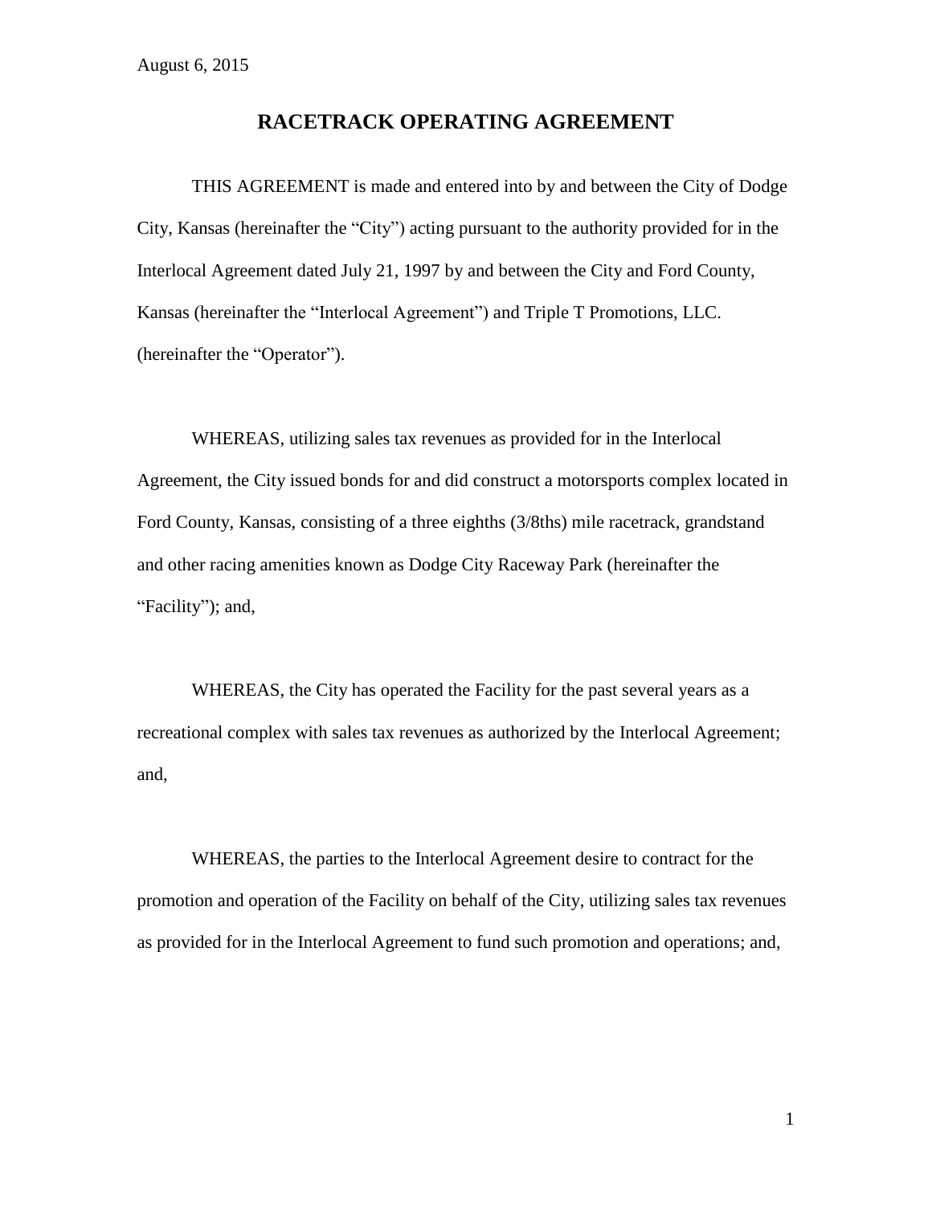August 6, 2015

# RACETRACK OPERATING AGREEMENT

THIS AGREEMENT is made and entered into by and between the City of Dodge City, Kansas (hereinafter the "City") acting pursuant to the authority provided for in the Interlocal Agreement dated July 21, 1997 by and between the City and Ford County, Kansas (hereinafter the "Interlocal Agreement") and Triple T Promotions, LLC. (hereinafter the "Operator").

WHEREAS, utilizing sales tax revenues as provided for in the Interlocal Agreement, the City issued bonds for and did construct a motorsports complex located in Ford County, Kansas, consisting of a three eighths (3/8ths) mile racetrack, grandstand and other racing amenities known as Dodge City Raceway Park (hereinafter the "Facility"); and,

WHEREAS, the City has operated the Facility for the past several years as a recreational complex with sales tax revenues as authorized by the Interlocal Agreement; and,

WHEREAS, the parties to the Interlocal Agreement desire to contract for the promotion and operation of the Facility on behalf of the City, utilizing sales tax revenues as provided for in the Interlocal Agreement to fund such promotion and operations; and,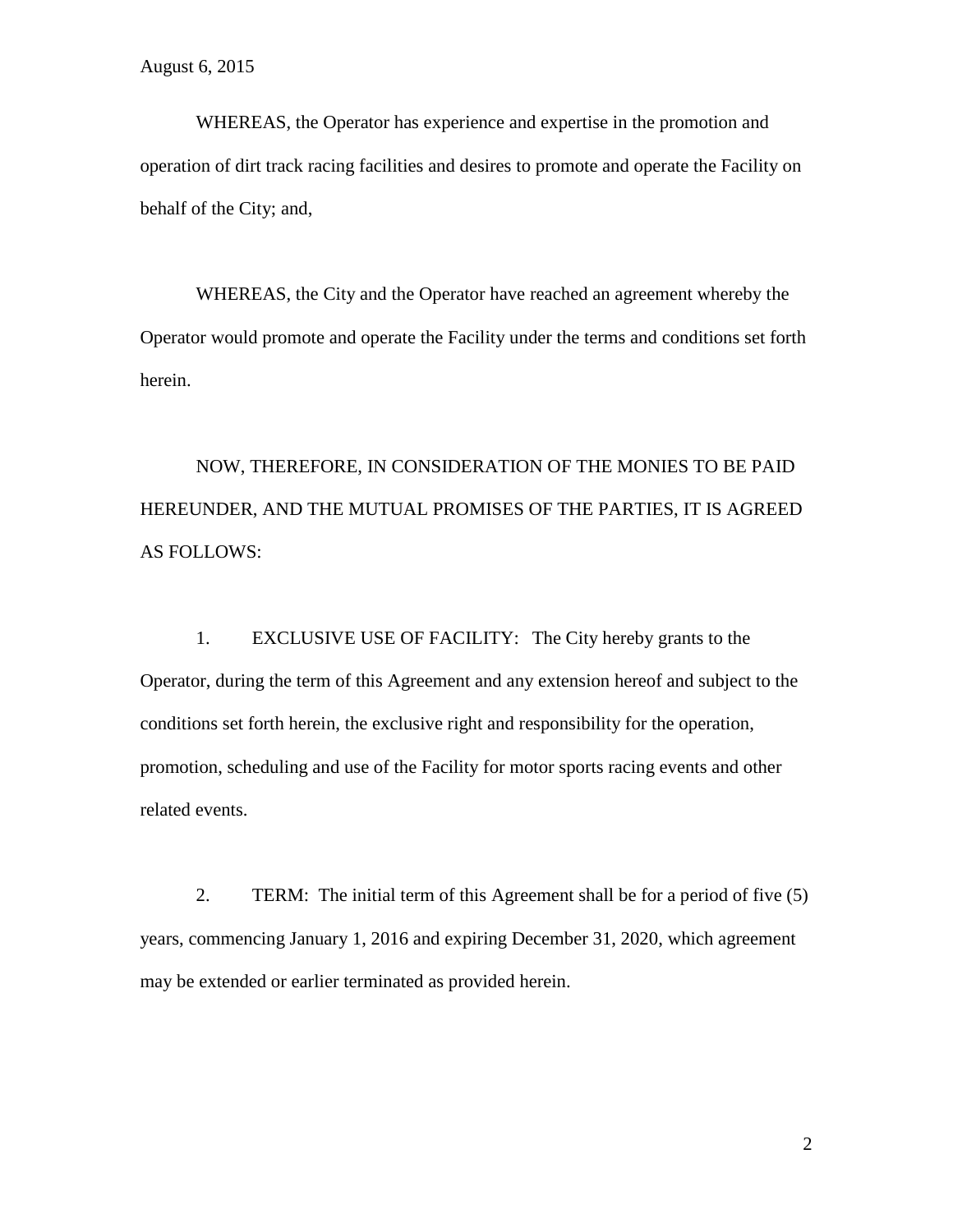WHEREAS, the Operator has experience and expertise in the promotion and operation of dirt track racing facilities and desires to promote and operate the Facility on behalf of the City; and,

WHEREAS, the City and the Operator have reached an agreement whereby the Operator would promote and operate the Facility under the terms and conditions set forth herein.

NOW, THEREFORE, IN CONSIDERATION OF THE MONIES TO BE PAID HEREUNDER, AND THE MUTUAL PROMISES OF THE PARTIES, IT IS AGREED AS FOLLOWS:

1. EXCLUSIVE USE OF FACILITY: The City hereby grants to the Operator, during the term of this Agreement and any extension hereof and subject to the conditions set forth herein, the exclusive right and responsibility for the operation, promotion, scheduling and use of the Facility for motor sports racing events and other related events.

2. TERM: The initial term of this Agreement shall be for a period of five (5) years, commencing January 1, 2016 and expiring December 31, 2020, which agreement may be extended or earlier terminated as provided herein.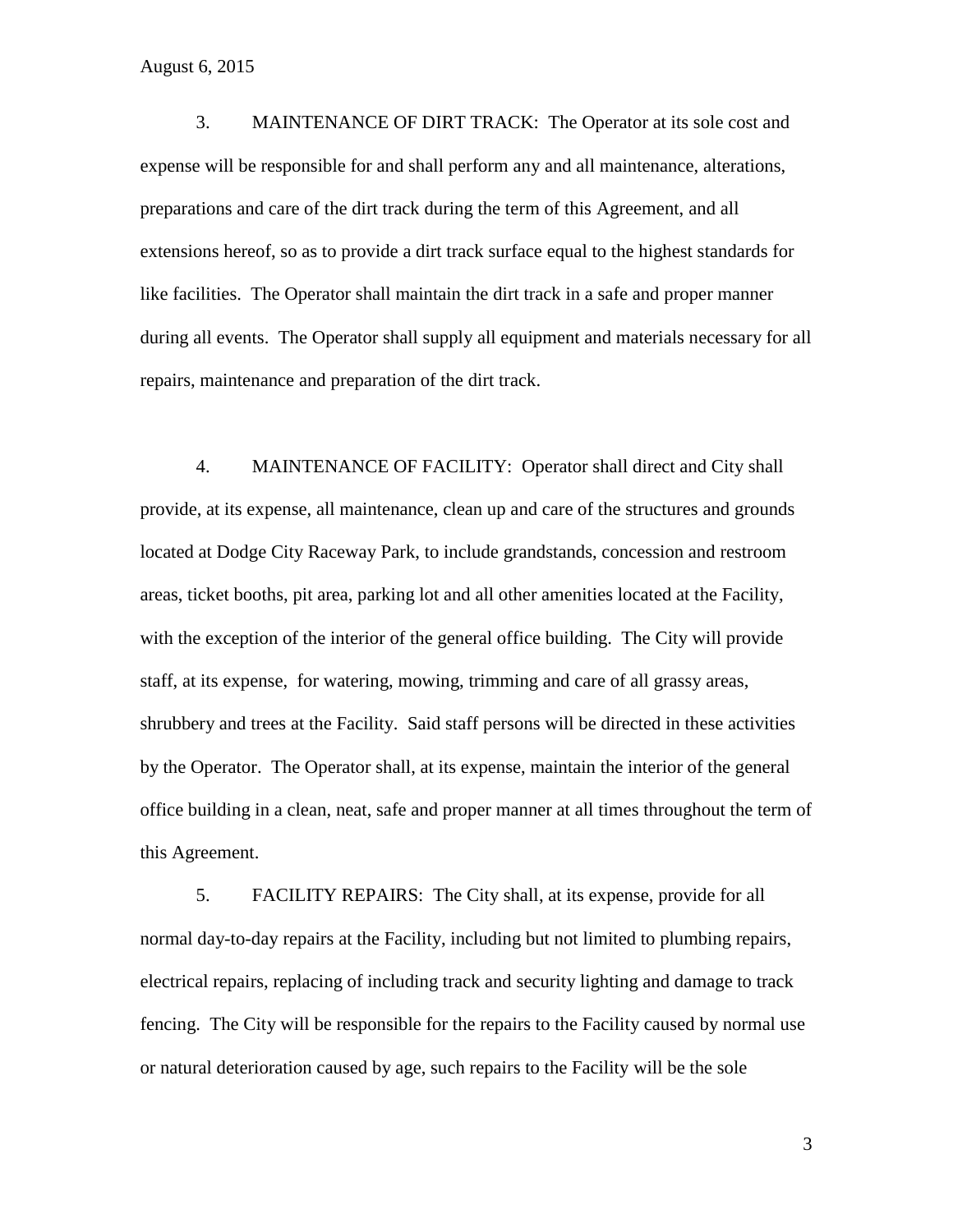3. MAINTENANCE OF DIRT TRACK: The Operator at its sole cost and expense will be responsible for and shall perform any and all maintenance, alterations, preparations and care of the dirt track during the term of this Agreement, and all extensions hereof, so as to provide a dirt track surface equal to the highest standards for like facilities. The Operator shall maintain the dirt track in a safe and proper manner during all events. The Operator shall supply all equipment and materials necessary for all repairs, maintenance and preparation of the dirt track.

4. MAINTENANCE OF FACILITY: Operator shall direct and City shall provide, at its expense, all maintenance, clean up and care of the structures and grounds located at Dodge City Raceway Park, to include grandstands, concession and restroom areas, ticket booths, pit area, parking lot and all other amenities located at the Facility, with the exception of the interior of the general office building. The City will provide staff, at its expense, for watering, mowing, trimming and care of all grassy areas, shrubbery and trees at the Facility. Said staff persons will be directed in these activities by the Operator. The Operator shall, at its expense, maintain the interior of the general office building in a clean, neat, safe and proper manner at all times throughout the term of this Agreement.

5. FACILITY REPAIRS: The City shall, at its expense, provide for all normal day-to-day repairs at the Facility, including but not limited to plumbing repairs, electrical repairs, replacing of including track and security lighting and damage to track fencing. The City will be responsible for the repairs to the Facility caused by normal use or natural deterioration caused by age, such repairs to the Facility will be the sole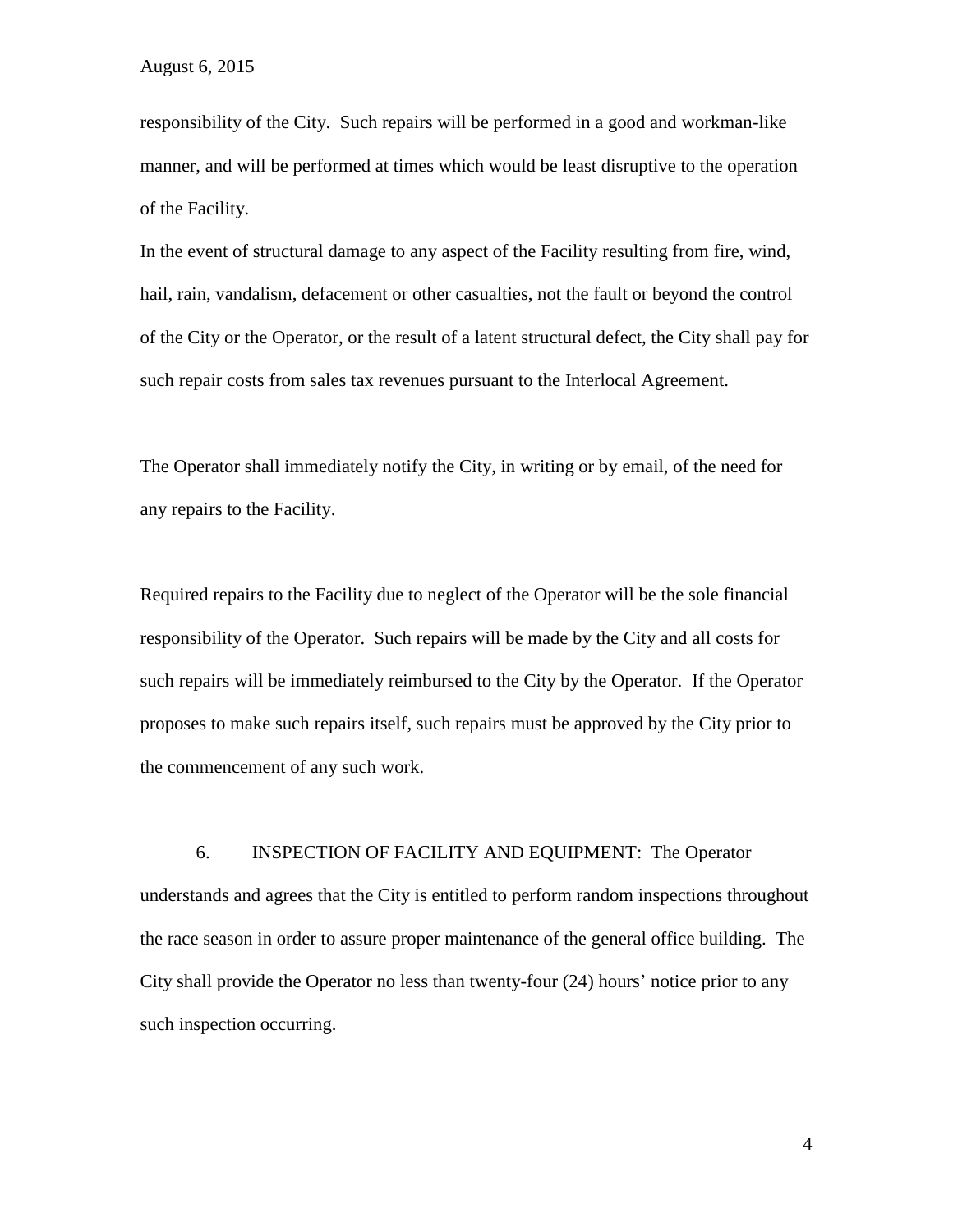responsibility of the City. Such repairs will be performed in a good and workman-like manner, and will be performed at times which would be least disruptive to the operation of the Facility.

In the event of structural damage to any aspect of the Facility resulting from fire, wind, hail, rain, vandalism, defacement or other casualties, not the fault or beyond the control of the City or the Operator, or the result of a latent structural defect, the City shall pay for such repair costs from sales tax revenues pursuant to the Interlocal Agreement.

The Operator shall immediately notify the City, in writing or by email, of the need for any repairs to the Facility.

Required repairs to the Facility due to neglect of the Operator will be the sole financial responsibility of the Operator. Such repairs will be made by the City and all costs for such repairs will be immediately reimbursed to the City by the Operator. If the Operator proposes to make such repairs itself, such repairs must be approved by the City prior to the commencement of any such work.

6. INSPECTION OF FACILITY AND EQUIPMENT: The Operator understands and agrees that the City is entitled to perform random inspections throughout the race season in order to assure proper maintenance of the general office building. The City shall provide the Operator no less than twenty-four (24) hours' notice prior to any such inspection occurring.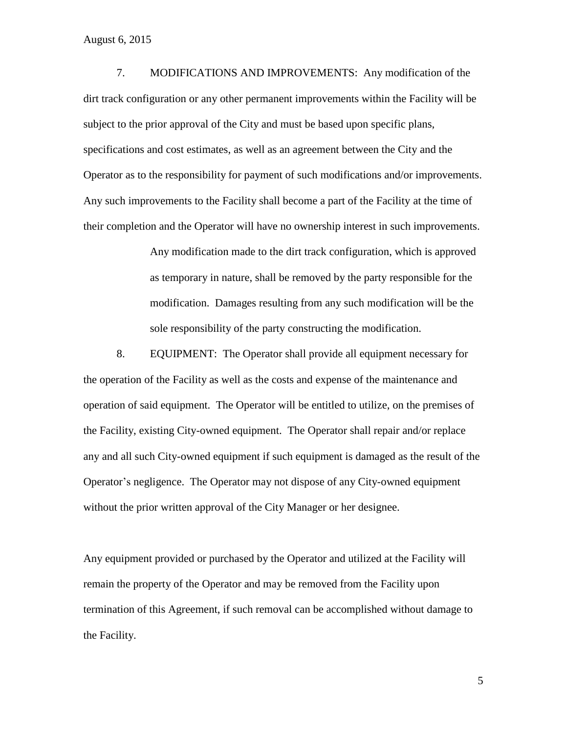7. MODIFICATIONS AND IMPROVEMENTS: Any modification of the dirt track configuration or any other permanent improvements within the Facility will be subject to the prior approval of the City and must be based upon specific plans, specifications and cost estimates, as well as an agreement between the City and the Operator as to the responsibility for payment of such modifications and/or improvements. Any such improvements to the Facility shall become a part of the Facility at the time of their completion and the Operator will have no ownership interest in such improvements.

> Any modification made to the dirt track configuration, which is approved as temporary in nature, shall be removed by the party responsible for the modification. Damages resulting from any such modification will be the sole responsibility of the party constructing the modification.

8. EQUIPMENT: The Operator shall provide all equipment necessary for the operation of the Facility as well as the costs and expense of the maintenance and operation of said equipment. The Operator will be entitled to utilize, on the premises of the Facility, existing City-owned equipment. The Operator shall repair and/or replace any and all such City-owned equipment if such equipment is damaged as the result of the Operator's negligence. The Operator may not dispose of any City-owned equipment without the prior written approval of the City Manager or her designee.

Any equipment provided or purchased by the Operator and utilized at the Facility will remain the property of the Operator and may be removed from the Facility upon termination of this Agreement, if such removal can be accomplished without damage to the Facility.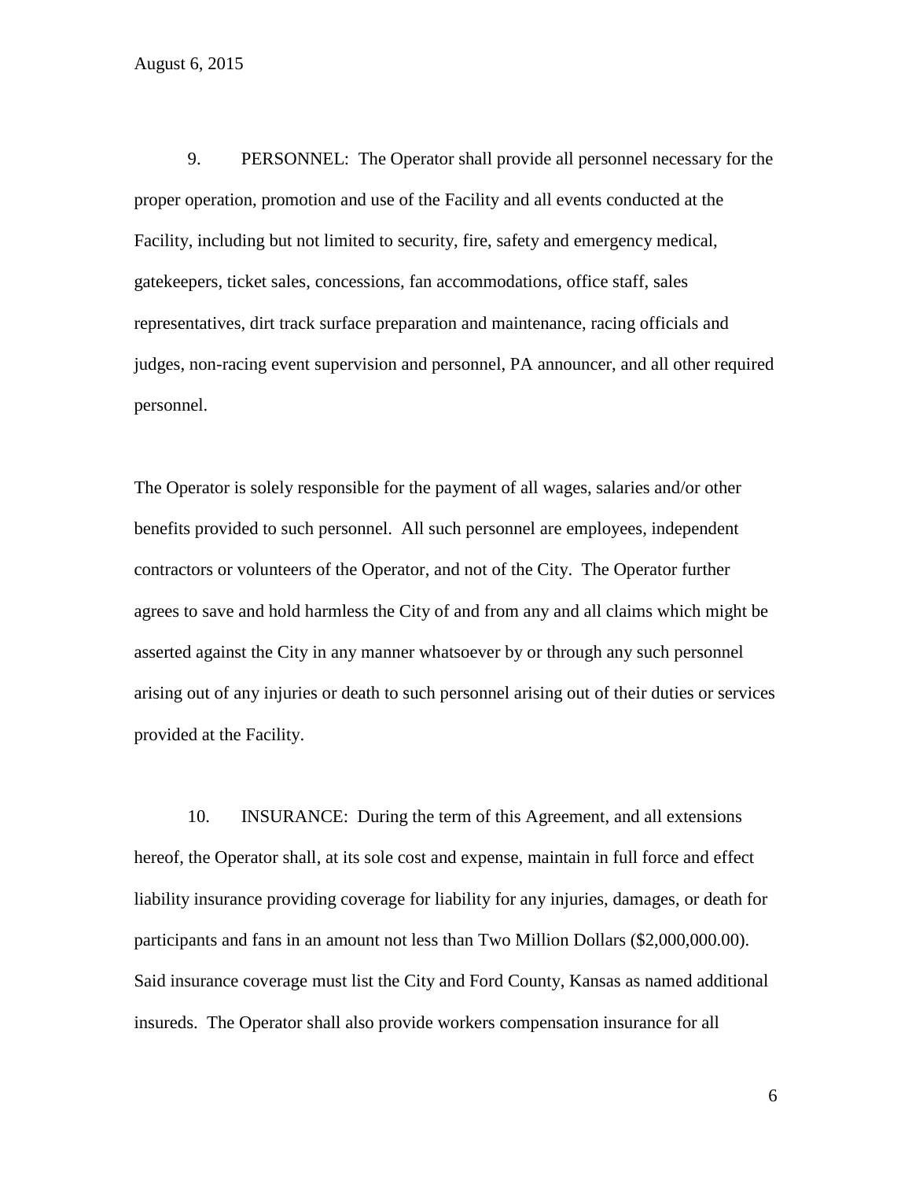9. PERSONNEL: The Operator shall provide all personnel necessary for the proper operation, promotion and use of the Facility and all events conducted at the Facility, including but not limited to security, fire, safety and emergency medical, gatekeepers, ticket sales, concessions, fan accommodations, office staff, sales representatives, dirt track surface preparation and maintenance, racing officials and judges, non-racing event supervision and personnel, PA announcer, and all other required personnel.

The Operator is solely responsible for the payment of all wages, salaries and/or other benefits provided to such personnel. All such personnel are employees, independent contractors or volunteers of the Operator, and not of the City. The Operator further agrees to save and hold harmless the City of and from any and all claims which might be asserted against the City in any manner whatsoever by or through any such personnel arising out of any injuries or death to such personnel arising out of their duties or services provided at the Facility.

10. INSURANCE: During the term of this Agreement, and all extensions hereof, the Operator shall, at its sole cost and expense, maintain in full force and effect liability insurance providing coverage for liability for any injuries, damages, or death for participants and fans in an amount not less than Two Million Dollars ($2,000,000.00). Said insurance coverage must list the City and Ford County, Kansas as named additional insureds. The Operator shall also provide workers compensation insurance for all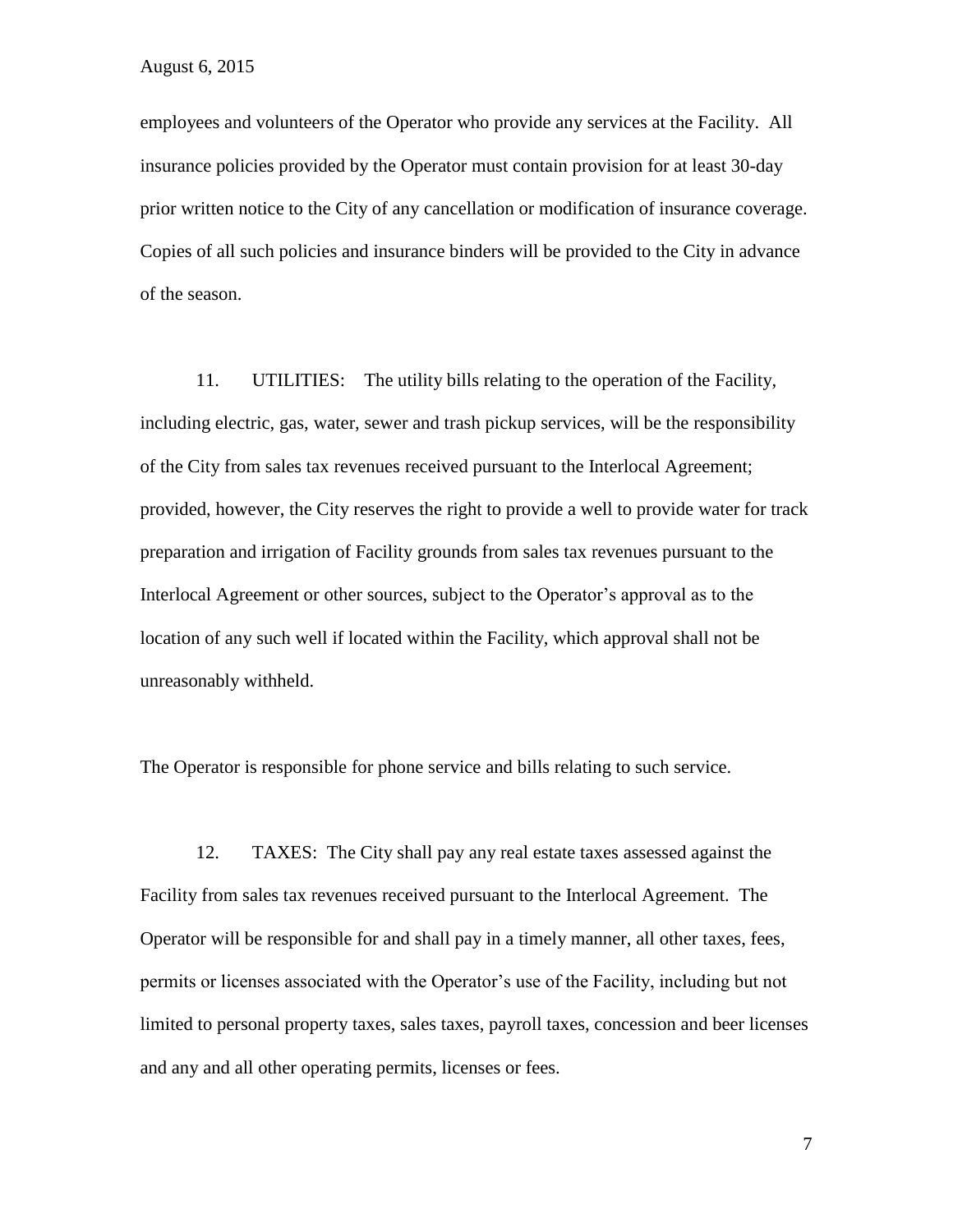employees and volunteers of the Operator who provide any services at the Facility. All insurance policies provided by the Operator must contain provision for at least 30-day prior written notice to the City of any cancellation or modification of insurance coverage. Copies of all such policies and insurance binders will be provided to the City in advance of the season.

11. UTILITIES: The utility bills relating to the operation of the Facility, including electric, gas, water, sewer and trash pickup services, will be the responsibility of the City from sales tax revenues received pursuant to the Interlocal Agreement; provided, however, the City reserves the right to provide a well to provide water for track preparation and irrigation of Facility grounds from sales tax revenues pursuant to the Interlocal Agreement or other sources, subject to the Operator's approval as to the location of any such well if located within the Facility, which approval shall not be unreasonably withheld.

The Operator is responsible for phone service and bills relating to such service.

12. TAXES: The City shall pay any real estate taxes assessed against the Facility from sales tax revenues received pursuant to the Interlocal Agreement. The Operator will be responsible for and shall pay in a timely manner, all other taxes, fees, permits or licenses associated with the Operator's use of the Facility, including but not limited to personal property taxes, sales taxes, payroll taxes, concession and beer licenses and any and all other operating permits, licenses or fees.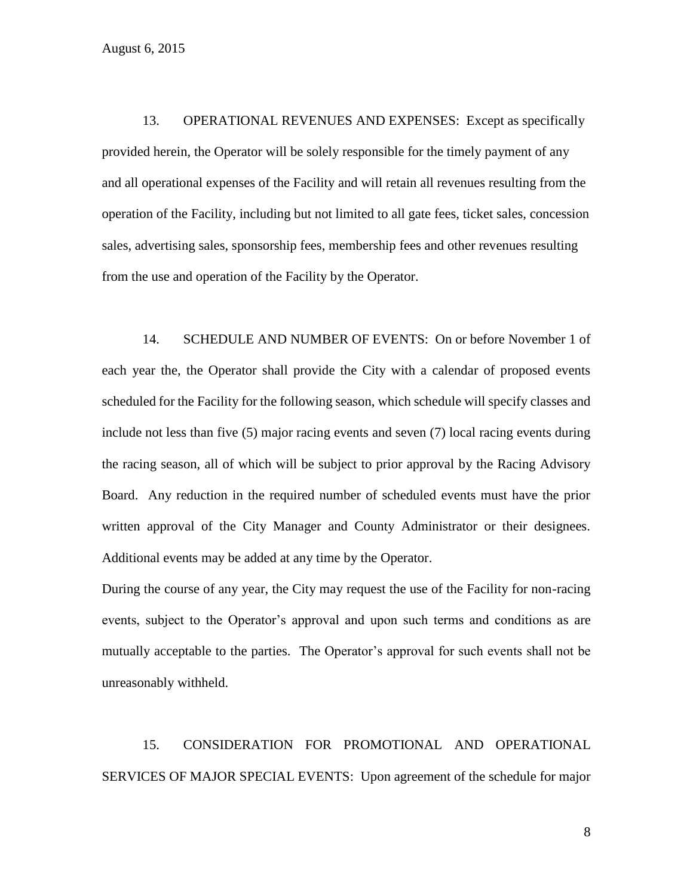13. OPERATIONAL REVENUES AND EXPENSES: Except as specifically provided herein, the Operator will be solely responsible for the timely payment of any and all operational expenses of the Facility and will retain all revenues resulting from the operation of the Facility, including but not limited to all gate fees, ticket sales, concession sales, advertising sales, sponsorship fees, membership fees and other revenues resulting from the use and operation of the Facility by the Operator.

14. SCHEDULE AND NUMBER OF EVENTS: On or before November 1 of each year the, the Operator shall provide the City with a calendar of proposed events scheduled for the Facility for the following season, which schedule will specify classes and include not less than five (5) major racing events and seven (7) local racing events during the racing season, all of which will be subject to prior approval by the Racing Advisory Board. Any reduction in the required number of scheduled events must have the prior written approval of the City Manager and County Administrator or their designees. Additional events may be added at any time by the Operator.

During the course of any year, the City may request the use of the Facility for non-racing events, subject to the Operator's approval and upon such terms and conditions as are mutually acceptable to the parties. The Operator's approval for such events shall not be unreasonably withheld.

15. CONSIDERATION FOR PROMOTIONAL AND OPERATIONAL SERVICES OF MAJOR SPECIAL EVENTS: Upon agreement of the schedule for major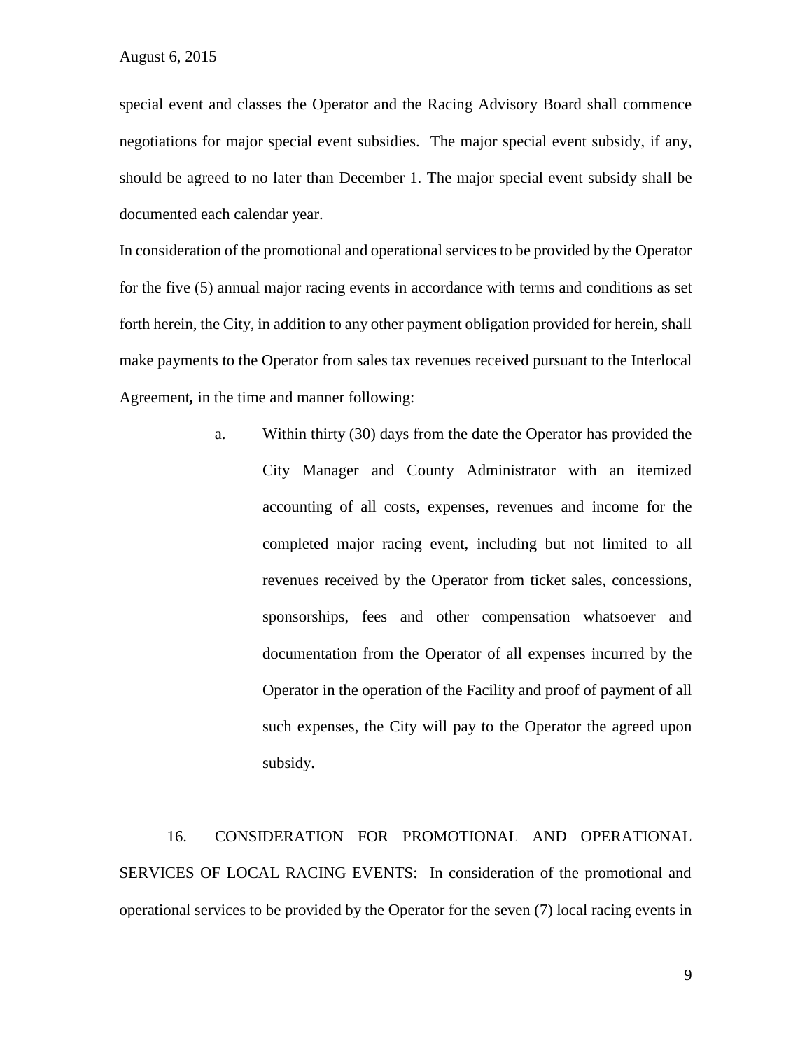special event and classes the Operator and the Racing Advisory Board shall commence negotiations for major special event subsidies. The major special event subsidy, if any, should be agreed to no later than December 1. The major special event subsidy shall be documented each calendar year.

In consideration of the promotional and operational services to be provided by the Operator for the five (5) annual major racing events in accordance with terms and conditions as set forth herein, the City, in addition to any other payment obligation provided for herein, shall make payments to the Operator from sales tax revenues received pursuant to the Interlocal Agreement*,* in the time and manner following:

a. Within thirty (30) days from the date the Operator has provided the City Manager and County Administrator with an itemized accounting of all costs, expenses, revenues and income for the completed major racing event, including but not limited to all revenues received by the Operator from ticket sales, concessions, sponsorships, fees and other compensation whatsoever and documentation from the Operator of all expenses incurred by the Operator in the operation of the Facility and proof of payment of all such expenses, the City will pay to the Operator the agreed upon subsidy.

16. CONSIDERATION FOR PROMOTIONAL AND OPERATIONAL SERVICES OF LOCAL RACING EVENTS: In consideration of the promotional and operational services to be provided by the Operator for the seven (7) local racing events in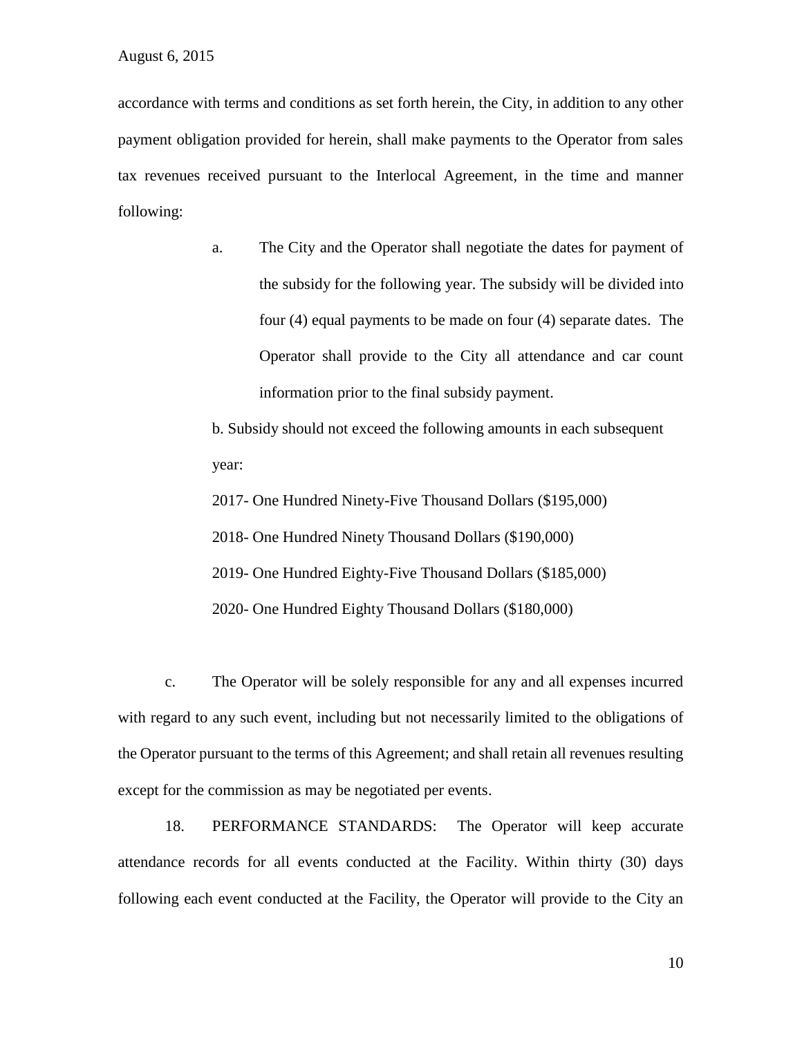accordance with terms and conditions as set forth herein, the City, in addition to any other payment obligation provided for herein, shall make payments to the Operator from sales tax revenues received pursuant to the Interlocal Agreement, in the time and manner following:

a. The City and the Operator shall negotiate the dates for payment of the subsidy for the following year. The subsidy will be divided into four (4) equal payments to be made on four (4) separate dates. The Operator shall provide to the City all attendance and car count information prior to the final subsidy payment.

b. Subsidy should not exceed the following amounts in each subsequent year:

2017- One Hundred Ninety-Five Thousand Dollars ($195,000)

2018- One Hundred Ninety Thousand Dollars ($190,000)

2019- One Hundred Eighty-Five Thousand Dollars ($185,000)

2020- One Hundred Eighty Thousand Dollars ($180,000)

c. The Operator will be solely responsible for any and all expenses incurred with regard to any such event, including but not necessarily limited to the obligations of the Operator pursuant to the terms of this Agreement; and shall retain all revenues resulting except for the commission as may be negotiated per events.

18. PERFORMANCE STANDARDS: The Operator will keep accurate attendance records for all events conducted at the Facility. Within thirty (30) days following each event conducted at the Facility, the Operator will provide to the City an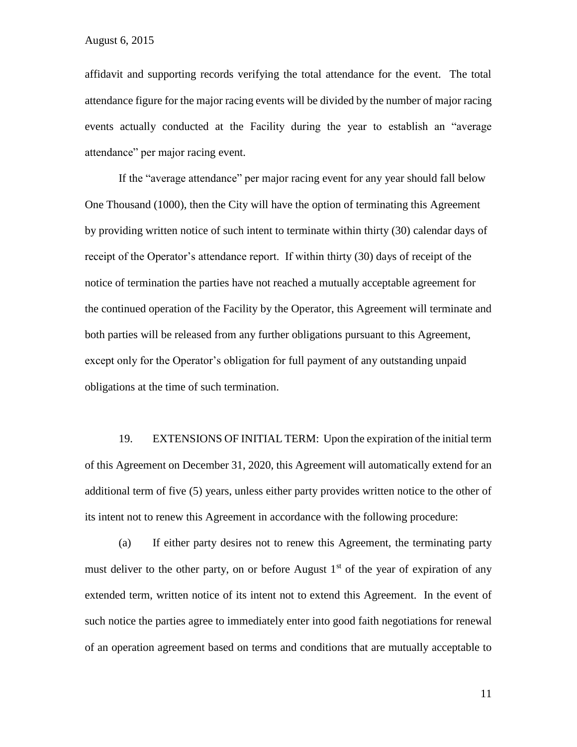affidavit and supporting records verifying the total attendance for the event. The total attendance figure for the major racing events will be divided by the number of major racing events actually conducted at the Facility during the year to establish an "average attendance" per major racing event.

If the "average attendance" per major racing event for any year should fall below One Thousand (1000), then the City will have the option of terminating this Agreement by providing written notice of such intent to terminate within thirty (30) calendar days of receipt of the Operator's attendance report. If within thirty (30) days of receipt of the notice of termination the parties have not reached a mutually acceptable agreement for the continued operation of the Facility by the Operator, this Agreement will terminate and both parties will be released from any further obligations pursuant to this Agreement, except only for the Operator's obligation for full payment of any outstanding unpaid obligations at the time of such termination.

19. EXTENSIONS OF INITIAL TERM: Upon the expiration of the initial term of this Agreement on December 31, 2020, this Agreement will automatically extend for an additional term of five (5) years, unless either party provides written notice to the other of its intent not to renew this Agreement in accordance with the following procedure:

(a) If either party desires not to renew this Agreement, the terminating party must deliver to the other party, on or before August 1st of the year of expiration of any extended term, written notice of its intent not to extend this Agreement. In the event of such notice the parties agree to immediately enter into good faith negotiations for renewal of an operation agreement based on terms and conditions that are mutually acceptable to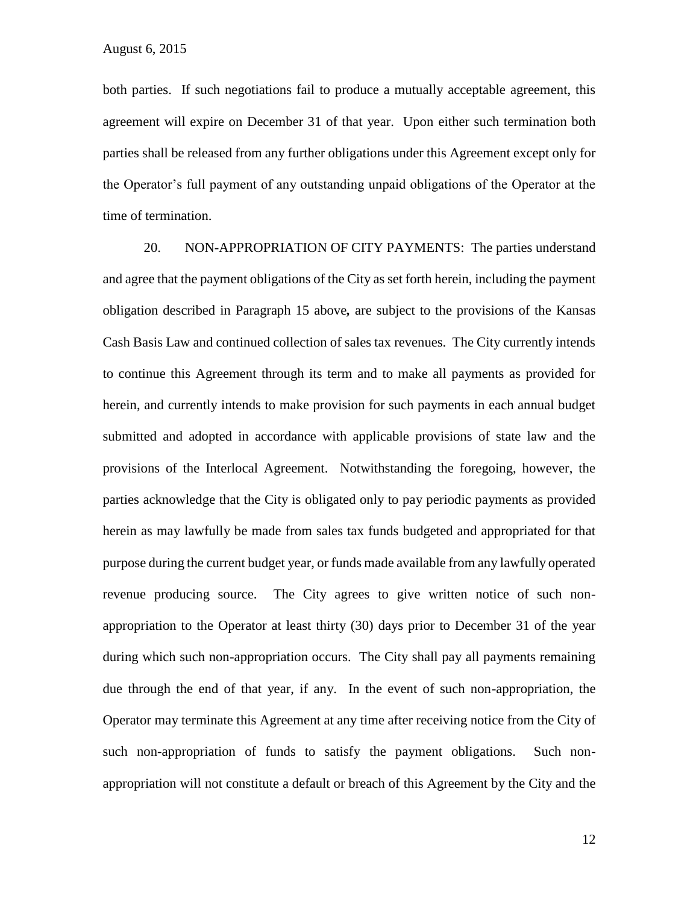both parties. If such negotiations fail to produce a mutually acceptable agreement, this agreement will expire on December 31 of that year. Upon either such termination both parties shall be released from any further obligations under this Agreement except only for the Operator's full payment of any outstanding unpaid obligations of the Operator at the time of termination.

20. NON-APPROPRIATION OF CITY PAYMENTS: The parties understand and agree that the payment obligations of the City as set forth herein, including the payment obligation described in Paragraph 15 above**,** are subject to the provisions of the Kansas Cash Basis Law and continued collection of sales tax revenues. The City currently intends to continue this Agreement through its term and to make all payments as provided for herein, and currently intends to make provision for such payments in each annual budget submitted and adopted in accordance with applicable provisions of state law and the provisions of the Interlocal Agreement. Notwithstanding the foregoing, however, the parties acknowledge that the City is obligated only to pay periodic payments as provided herein as may lawfully be made from sales tax funds budgeted and appropriated for that purpose during the current budget year, or funds made available from any lawfully operated revenue producing source. The City agrees to give written notice of such non-appropriation to the Operator at least thirty (30) days prior to December 31 of the year during which such non-appropriation occurs. The City shall pay all payments remaining due through the end of that year, if any. In the event of such non-appropriation, the Operator may terminate this Agreement at any time after receiving notice from the City of such non-appropriation of funds to satisfy the payment obligations. Such non-appropriation will not constitute a default or breach of this Agreement by the City and the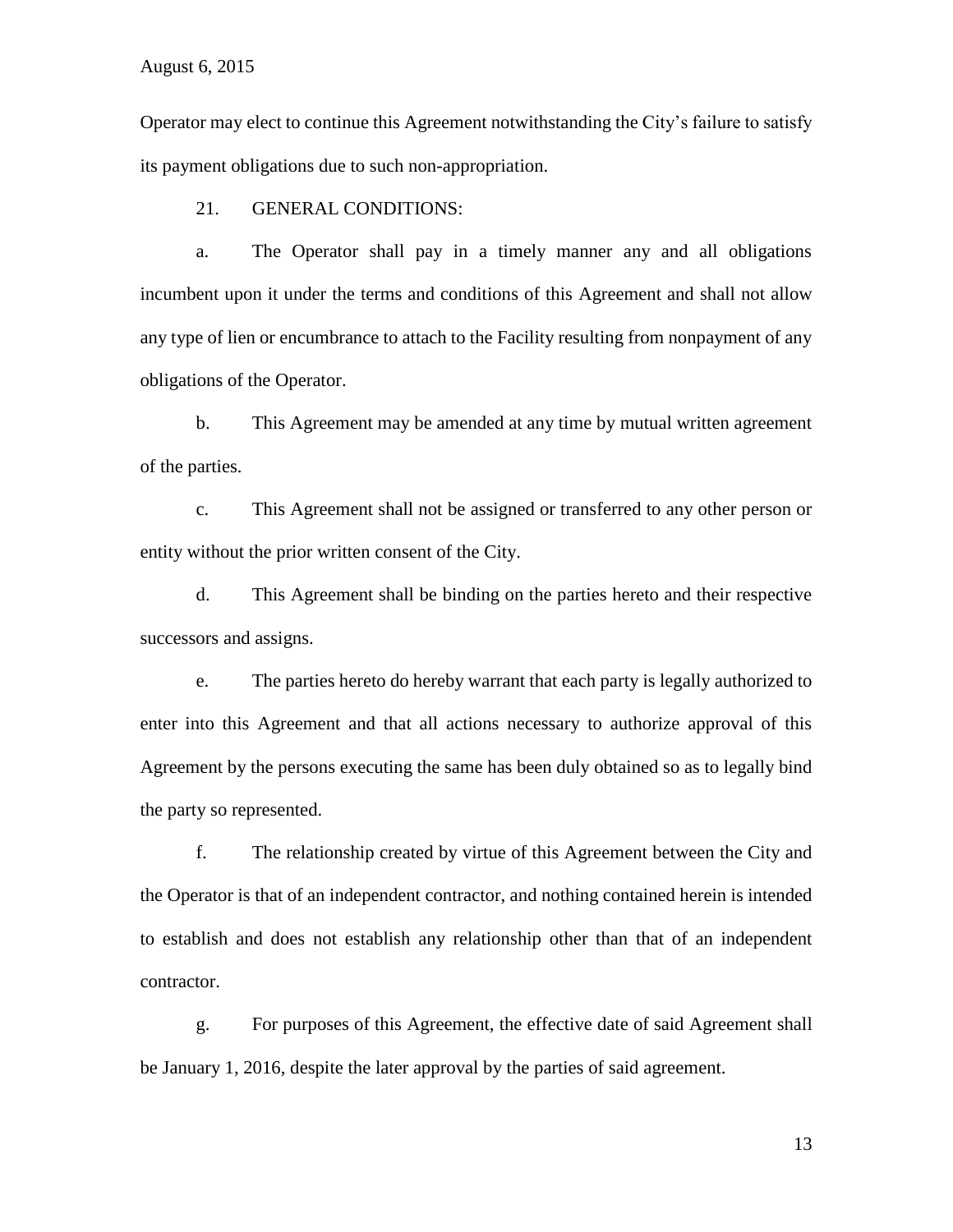Operator may elect to continue this Agreement notwithstanding the City's failure to satisfy its payment obligations due to such non-appropriation.

21. GENERAL CONDITIONS:

a. The Operator shall pay in a timely manner any and all obligations incumbent upon it under the terms and conditions of this Agreement and shall not allow any type of lien or encumbrance to attach to the Facility resulting from nonpayment of any obligations of the Operator.

b. This Agreement may be amended at any time by mutual written agreement of the parties.

c. This Agreement shall not be assigned or transferred to any other person or entity without the prior written consent of the City.

d. This Agreement shall be binding on the parties hereto and their respective successors and assigns.

e. The parties hereto do hereby warrant that each party is legally authorized to enter into this Agreement and that all actions necessary to authorize approval of this Agreement by the persons executing the same has been duly obtained so as to legally bind the party so represented.

f. The relationship created by virtue of this Agreement between the City and the Operator is that of an independent contractor, and nothing contained herein is intended to establish and does not establish any relationship other than that of an independent contractor.

g. For purposes of this Agreement, the effective date of said Agreement shall be January 1, 2016, despite the later approval by the parties of said agreement.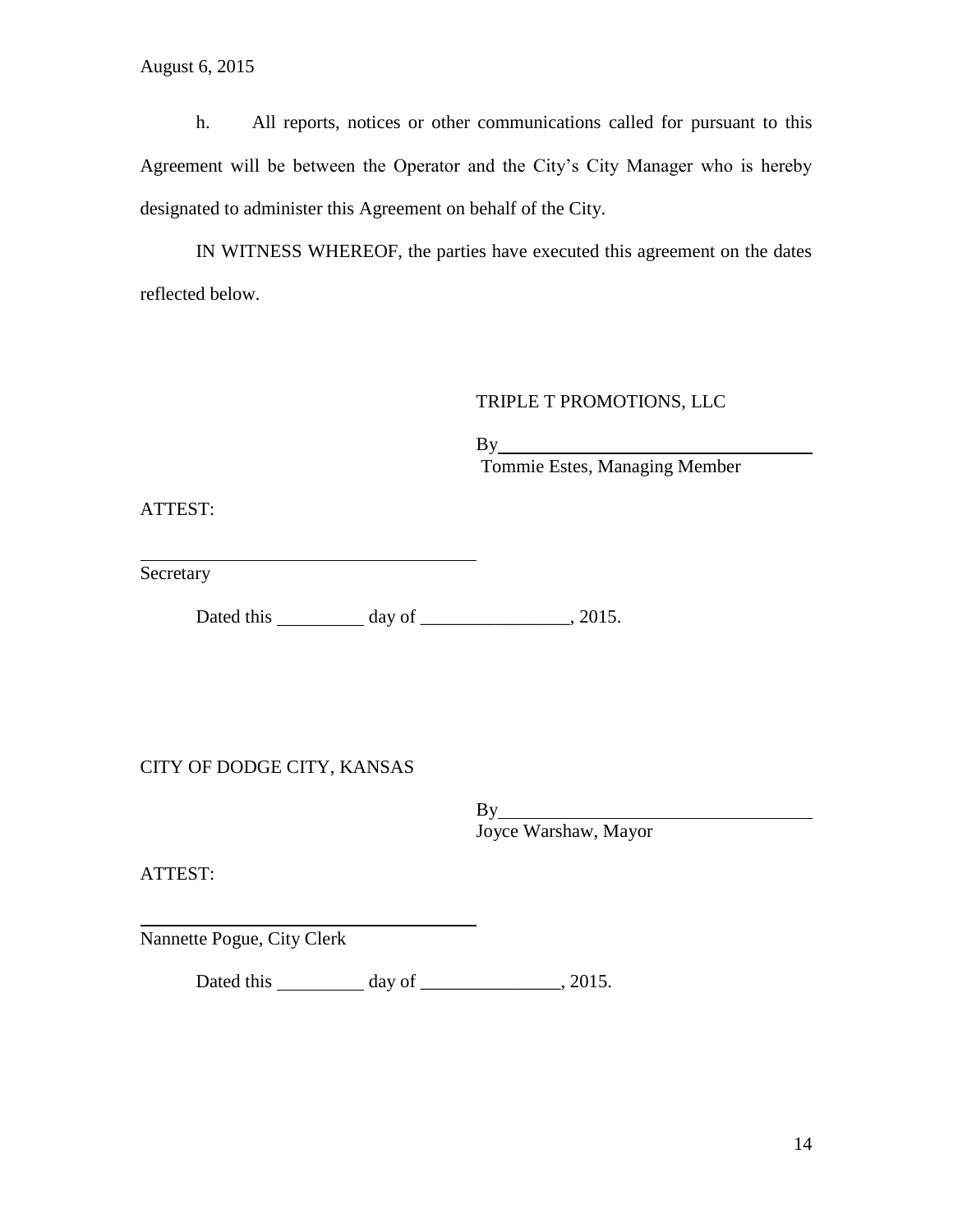August 6, 2015

h. All reports, notices or other communications called for pursuant to this Agreement will be between the Operator and the City's City Manager who is hereby designated to administer this Agreement on behalf of the City.

IN WITNESS WHEREOF, the parties have executed this agreement on the dates reflected below.

TRIPLE T PROMOTIONS, LLC

By\_\_\_\_\_\_\_\_\_\_\_\_\_\_\_\_\_\_\_\_\_\_\_\_\_\_\_\_\_\_\_\_\_\_
Tommie Estes, Managing Member

ATTEST:

\_\_\_\_\_\_\_\_\_\_\_\_\_\_\_\_\_\_\_\_\_\_\_\_\_\_\_\_\_\_\_\_\_\_\_\_
Secretary

Dated this \_\_\_\_\_\_\_\_\_ day of \_\_\_\_\_\_\_\_\_\_\_\_\_\_\_\_, 2015.

CITY OF DODGE CITY, KANSAS

By\_\_\_\_\_\_\_\_\_\_\_\_\_\_\_\_\_\_\_\_\_\_\_\_\_\_\_\_\_\_\_\_\_\_
Joyce Warshaw, Mayor

ATTEST:

\_\_\_\_\_\_\_\_\_\_\_\_\_\_\_\_\_\_\_\_\_\_\_\_\_\_\_\_\_\_\_\_\_\_\_\_
Nannette Pogue, City Clerk

Dated this \_\_\_\_\_\_\_\_\_ day of \_\_\_\_\_\_\_\_\_\_\_\_\_\_\_, 2015.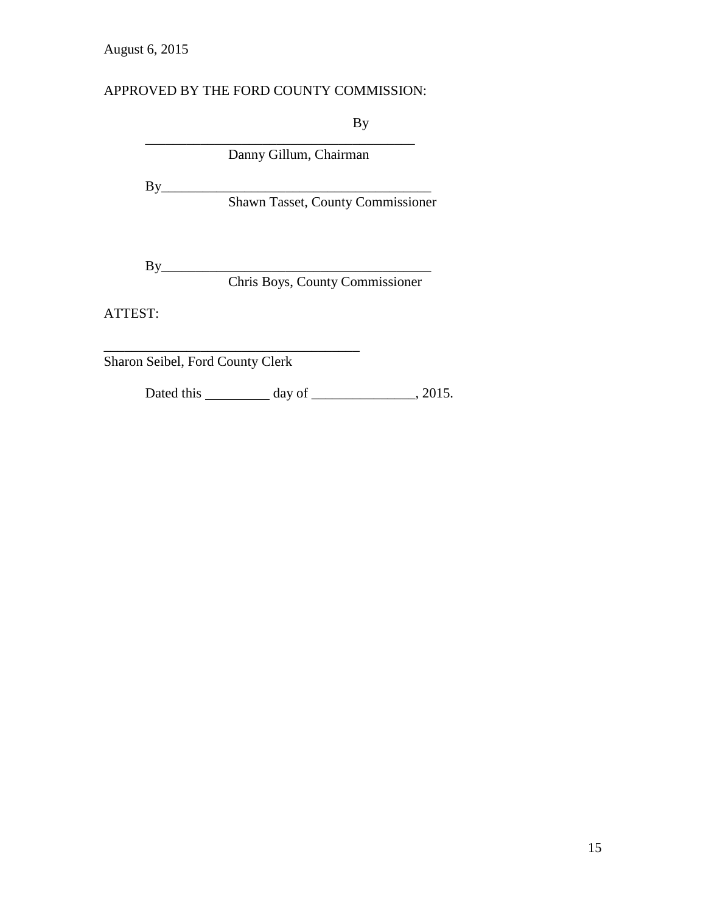August 6, 2015

APPROVED BY THE FORD COUNTY COMMISSION:

By ________________________________________
Danny Gillum, Chairman

By________________________________________
Shawn Tasset, County Commissioner

By________________________________________
Chris Boys, County Commissioner

ATTEST:

______________________________________
Sharon Seibel, Ford County Clerk

Dated this __________ day of _______________, 2015.